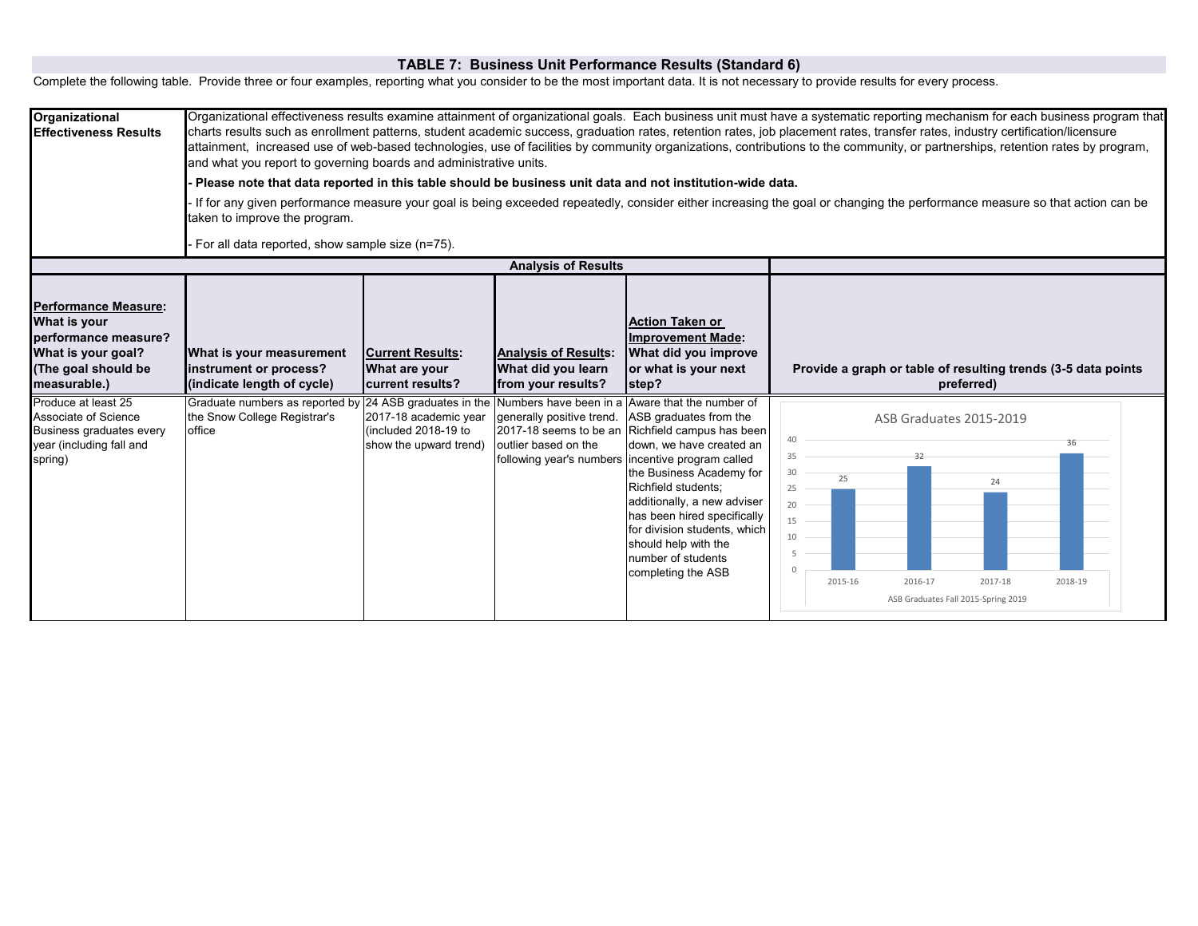## TABLE 7: Business Unit Performance Results (Standard 6)

Complete the following table. Provide three or four examples, reporting what you consider to be the most important data. It is not necessary to provide results for every process.

| **Organizational Effectiveness Results** | Organizational effectiveness results examine attainment of organizational goals. Each business unit must have a systematic reporting mechanism for each business program that charts results such as enrollment patterns, student academic success, graduation rates, retention rates, job placement rates, transfer rates, industry certification/licensure attainment, increased use of web-based technologies, use of facilities by community organizations, contributions to the community, or partnerships, retention rates by program, and what you report to governing boards and administrative units.<br><br>**- Please note that data reported in this table should be business unit data and not institution-wide data.**<br><br>- If for any given performance measure your goal is being exceeded repeatedly, consider either increasing the goal or changing the performance measure so that action can be taken to improve the program.<br><br>- For all data reported, show sample size (n=75). | | | | |
|---|---|---|---|---|---|
| | | | **Analysis of Results** | | |
| **Performance Measure: What is your performance measure? What is your goal? (The goal should be measurable.)** | **What is your measurement instrument or process? (indicate length of cycle)** | **Current Results: What are your current results?** | **Analysis of Results: What did you learn from your results?** | **Action Taken or Improvement Made: What did you improve or what is your next step?** | **Provide a graph or table of resulting trends (3-5 data points preferred)** |
| Produce at least 25 Associate of Science Business graduates every year (including fall and spring) | Graduate numbers as reported by the Snow College Registrar's office | 24 ASB graduates in the 2017-18 academic year (included 2018-19 to show the upward trend) | Numbers have been in a generally positive trend. 2017-18 seems to be an outlier based on the following year's numbers | Aware that the number of ASB graduates from the Richfield campus has been down, we have created an incentive program called the Business Academy for Richfield students; additionally, a new adviser has been hired specifically for division students, which should help with the number of students completing the ASB | ASB Graduates 2015-2019 (ASB Graduates Fall 2015-Spring 2019): 2015-16: 25; 2016-17: 32; 2017-18: 24; 2018-19: 36 |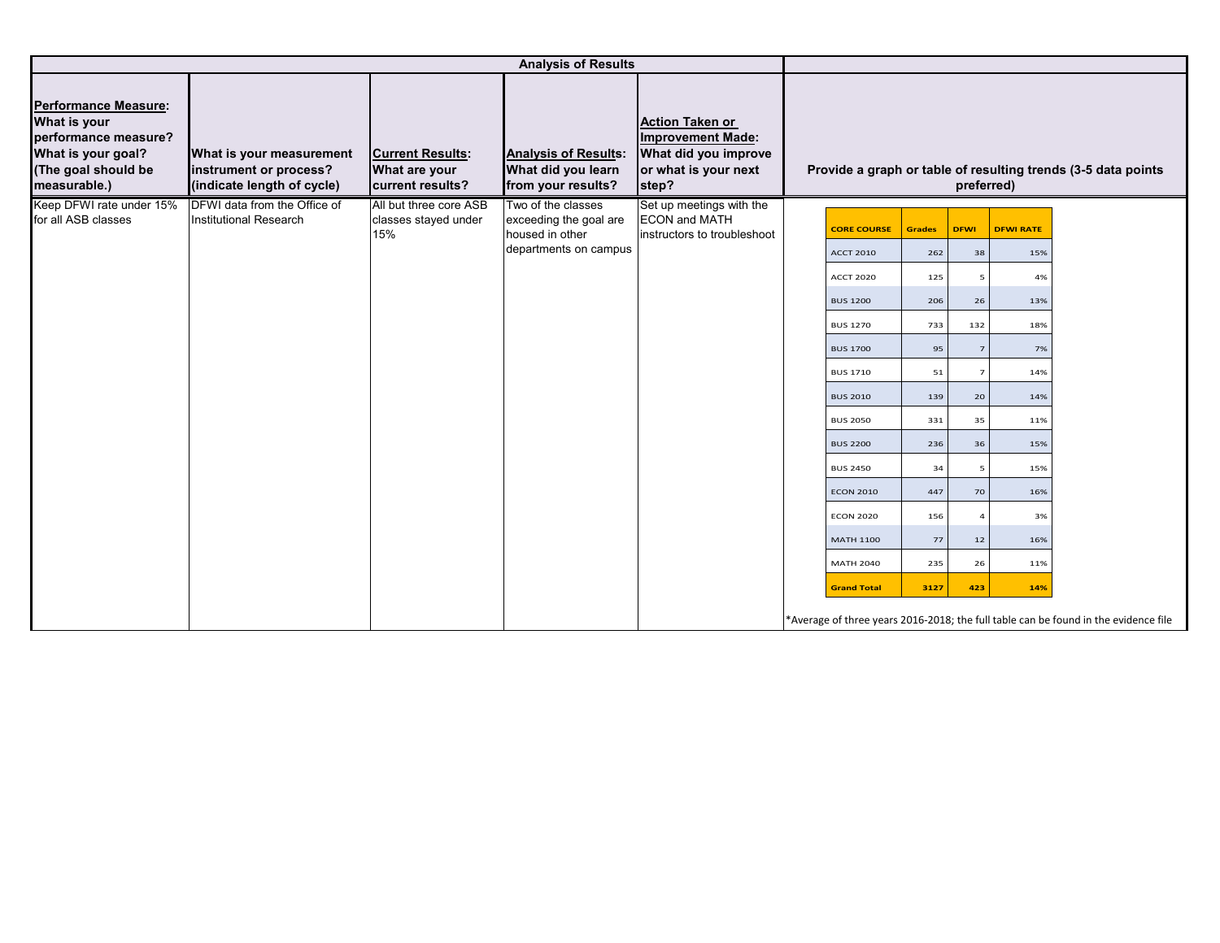| Analysis of Results | | | | | |
|---|---|---|---|---|---|
| **Performance Measure: What is your performance measure? What is your goal? (The goal should be measurable.)** | **What is your measurement instrument or process? (indicate length of cycle)** | **Current Results: What are your current results?** | **Analysis of Results: What did you learn from your results?** | **Action Taken or Improvement Made: What did you improve or what is your next step?** | **Provide a graph or table of resulting trends (3-5 data points preferred)** |
| Keep DFWI rate under 15% for all ASB classes | DFWI data from the Office of Institutional Research | All but three core ASB classes stayed under 15% | Two of the classes exceeding the goal are housed in other departments on campus | Set up meetings with the ECON and MATH instructors to troubleshoot | See table below |

| CORE COURSE | Grades | DFWI | DFWI RATE |
|---|---|---|---|
| ACCT 2010 | 262 | 38 | 15% |
| ACCT 2020 | 125 | 5 | 4% |
| BUS 1200 | 206 | 26 | 13% |
| BUS 1270 | 733 | 132 | 18% |
| BUS 1700 | 95 | 7 | 7% |
| BUS 1710 | 51 | 7 | 14% |
| BUS 2010 | 139 | 20 | 14% |
| BUS 2050 | 331 | 35 | 11% |
| BUS 2200 | 236 | 36 | 15% |
| BUS 2450 | 34 | 5 | 15% |
| ECON 2010 | 447 | 70 | 16% |
| ECON 2020 | 156 | 4 | 3% |
| MATH 1100 | 77 | 12 | 16% |
| MATH 2040 | 235 | 26 | 11% |
| **Grand Total** | **3127** | **423** | **14%** |

*Average of three years 2016-2018; the full table can be found in the evidence file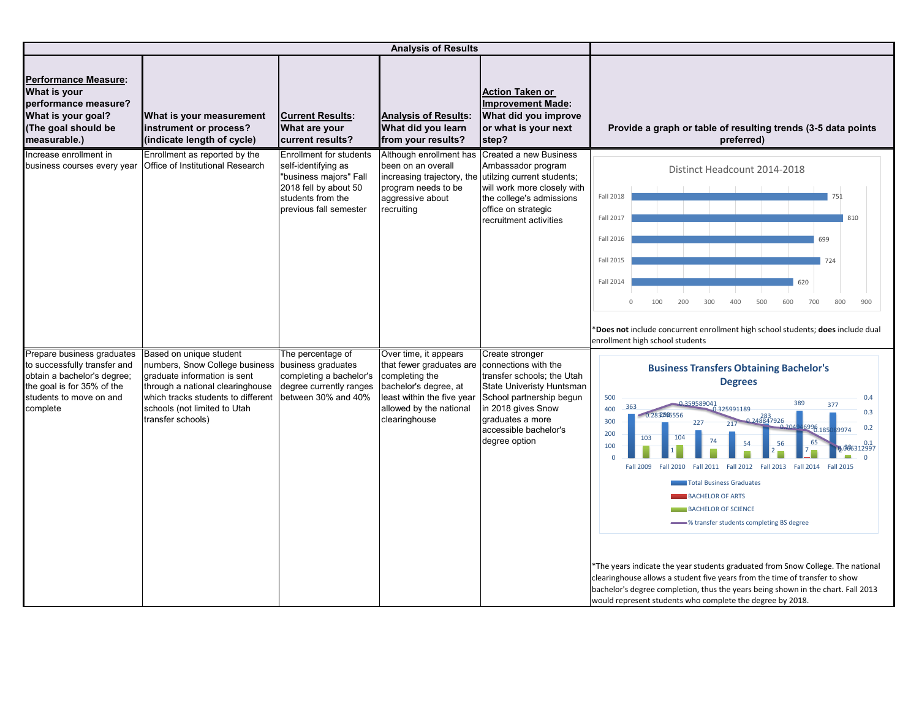| Analysis of Results | | | | | |
|---|---|---|---|---|---|
| **Performance Measure: What is your performance measure? What is your goal? (The goal should be measurable.)** | **What is your measurement instrument or process? (indicate length of cycle)** | **Current Results: What are your current results?** | **Analysis of Results: What did you learn from your results?** | **Action Taken or Improvement Made: What did you improve or what is your next step?** | **Provide a graph or table of resulting trends (3-5 data points preferred)** |
| Increase enrollment in business courses every year | Enrollment as reported by the Office of Institutional Research | Enrollment for students self-identifying as "business majors" Fall 2018 fell by about 50 students from the previous fall semester | Although enrollment has been on an overall increasing trajectory, the program needs to be aggressive about recruiting | Created a new Business Ambassador program utilzing current students; will work more closely with the college's admissions office on strategic recruitment activities | Distinct Headcount 2014-2018<br>Fall 2018 751<br>Fall 2017 810<br>Fall 2016 699<br>Fall 2015 724<br>Fall 2014 620<br>0 100 200 300 400 500 600 700 800 900<br>***Does not** include concurrent enrollment high school students; **does** include dual enrollment high school students |
| Prepare business graduates to successfully transfer and obtain a bachelor's degree; the goal is for 35% of the students to move on and complete | Based on unique student numbers, Snow College business graduate information is sent through a national clearinghouse which tracks students to different schools (not limited to Utah transfer schools) | The percentage of business graduates completing a bachelor's degree currently ranges between 30% and 40% | Over time, it appears that fewer graduates are completing the bachelor's degree, at least within the five year allowed by the national clearinghouse | Create stronger connections with the transfer schools; the Utah State Univeristy Huntsman School partnership begun in 2018 gives Snow graduates a more accessible bachelor's degree option | **Business Transfers Obtaining Bachelor's Degrees**<br>500 400 300 200 100 0<br>0.4 0.3 0.2 0.1 0<br>363 103 0.28374656<br>298 104 1 0.359589041<br>227 74 0.325991189<br>217 54 0.248847926<br>283 56 2 0.204946996<br>389 65 7 0.185089974<br>377 23 2 0.066312997<br>Fall 2009 Fall 2010 Fall 2011 Fall 2012 Fall 2013 Fall 2014 Fall 2015<br>Total Business Graduates<br>BACHELOR OF ARTS<br>BACHELOR OF SCIENCE<br>% transfer students completing BS degree<br>*The years indicate the year students graduated from Snow College. The national clearinghouse allows a student five years from the time of transfer to show bachelor's degree completion, thus the years being shown in the chart. Fall 2013 would represent students who complete the degree by 2018. |